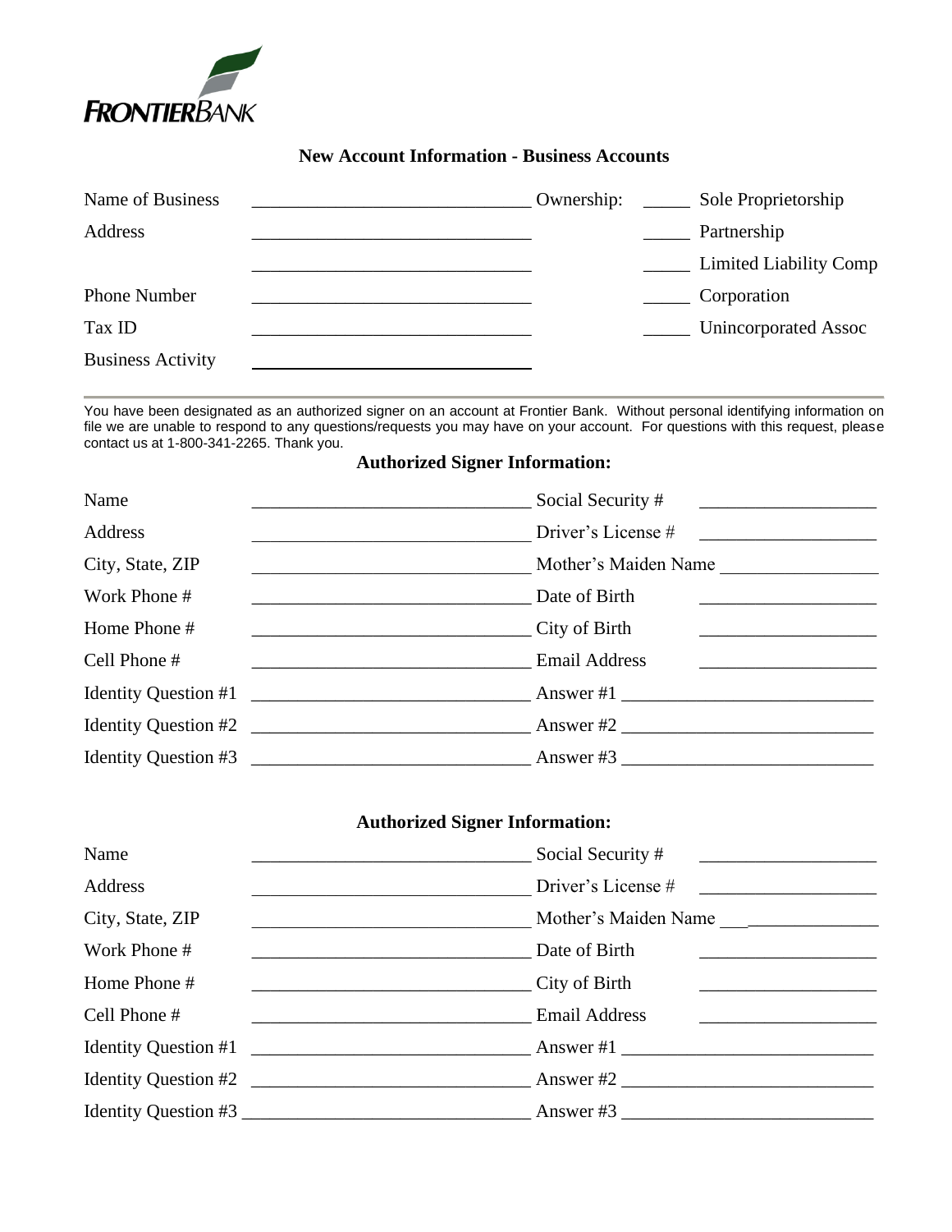FRONTIERBANK

## New Account Information - Business Accounts

| | | | |
|---|---|---|---|
| Name of Business | ______________________________ | Ownership: | _____ Sole Proprietorship |
| Address | ______________________________ | | _____ Partnership |
| | ______________________________ | | _____ Limited Liability Comp |
| Phone Number | ______________________________ | | _____ Corporation |
| Tax ID | ______________________________ | | _____ Unincorporated Assoc |
| Business Activity | ______________________________ | | |

---

You have been designated as an authorized signer on an account at Frontier Bank. Without personal identifying information on file we are unable to respond to any questions/requests you may have on your account. For questions with this request, please contact us at 1-800-341-2265. Thank you.

### Authorized Signer Information:

| | | | |
|---|---|---|---|
| Name | ______________________________ | Social Security # | ____________________ |
| Address | ______________________________ | Driver's License # | ____________________ |
| City, State, ZIP | ______________________________ | Mother's Maiden Name | ____________________ |
| Work Phone # | ______________________________ | Date of Birth | ____________________ |
| Home Phone # | ______________________________ | City of Birth | ____________________ |
| Cell Phone # | ______________________________ | Email Address | ____________________ |
| Identity Question #1 | ______________________________ | Answer #1 | ____________________ |
| Identity Question #2 | ______________________________ | Answer #2 | ____________________ |
| Identity Question #3 | ______________________________ | Answer #3 | ____________________ |

### Authorized Signer Information:

| | | | |
|---|---|---|---|
| Name | ______________________________ | Social Security # | ____________________ |
| Address | ______________________________ | Driver's License # | ____________________ |
| City, State, ZIP | ______________________________ | Mother's Maiden Name | ____________________ |
| Work Phone # | ______________________________ | Date of Birth | ____________________ |
| Home Phone # | ______________________________ | City of Birth | ____________________ |
| Cell Phone # | ______________________________ | Email Address | ____________________ |
| Identity Question #1 | ______________________________ | Answer #1 | ____________________ |
| Identity Question #2 | ______________________________ | Answer #2 | ____________________ |
| Identity Question #3 | ______________________________ | Answer #3 | ____________________ |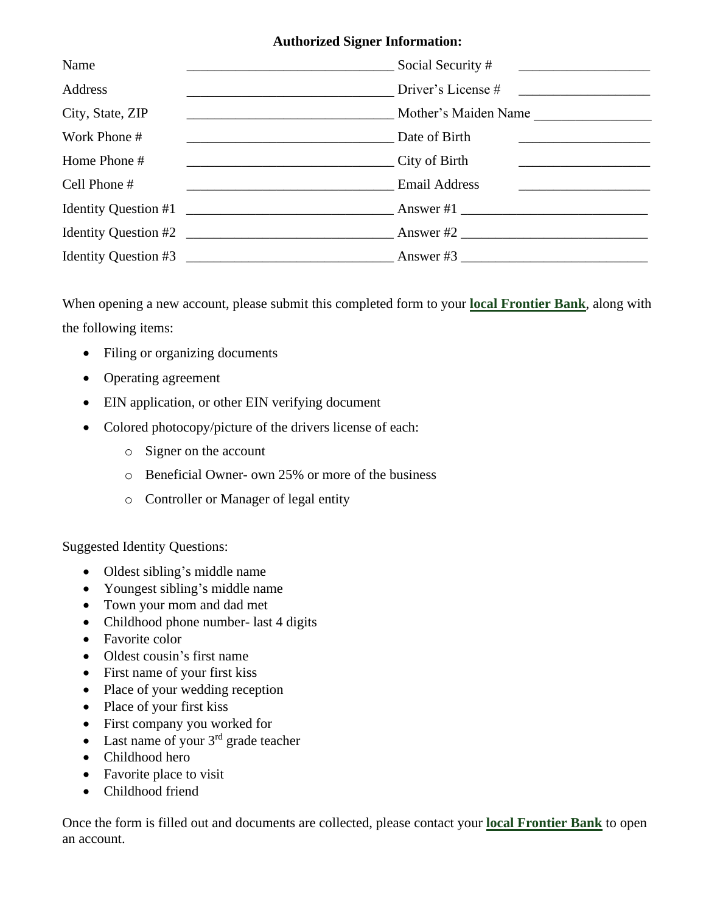**Authorized Signer Information:**

| | | | |
|---|---|---|---|
| Name | ______________________________ | Social Security # | ___________________ |
| Address | ______________________________ | Driver's License # | ___________________ |
| City, State, ZIP | ______________________________ | Mother's Maiden Name | ________________ |
| Work Phone # | ______________________________ | Date of Birth | ___________________ |
| Home Phone # | ______________________________ | City of Birth | ___________________ |
| Cell Phone # | ______________________________ | Email Address | ___________________ |
| Identity Question #1 | ______________________________ | Answer #1 | ___________________________ |
| Identity Question #2 | ______________________________ | Answer #2 | ___________________________ |
| Identity Question #3 | ______________________________ | Answer #3 | ___________________________ |

When opening a new account, please submit this completed form to your **local Frontier Bank**, along with the following items:

- Filing or organizing documents
- Operating agreement
- EIN application, or other EIN verifying document
- Colored photocopy/picture of the drivers license of each:
  - Signer on the account
  - Beneficial Owner- own 25% or more of the business
  - Controller or Manager of legal entity

Suggested Identity Questions:

- Oldest sibling's middle name
- Youngest sibling's middle name
- Town your mom and dad met
- Childhood phone number- last 4 digits
- Favorite color
- Oldest cousin's first name
- First name of your first kiss
- Place of your wedding reception
- Place of your first kiss
- First company you worked for
- Last name of your 3rd grade teacher
- Childhood hero
- Favorite place to visit
- Childhood friend

Once the form is filled out and documents are collected, please contact your **local Frontier Bank** to open an account.